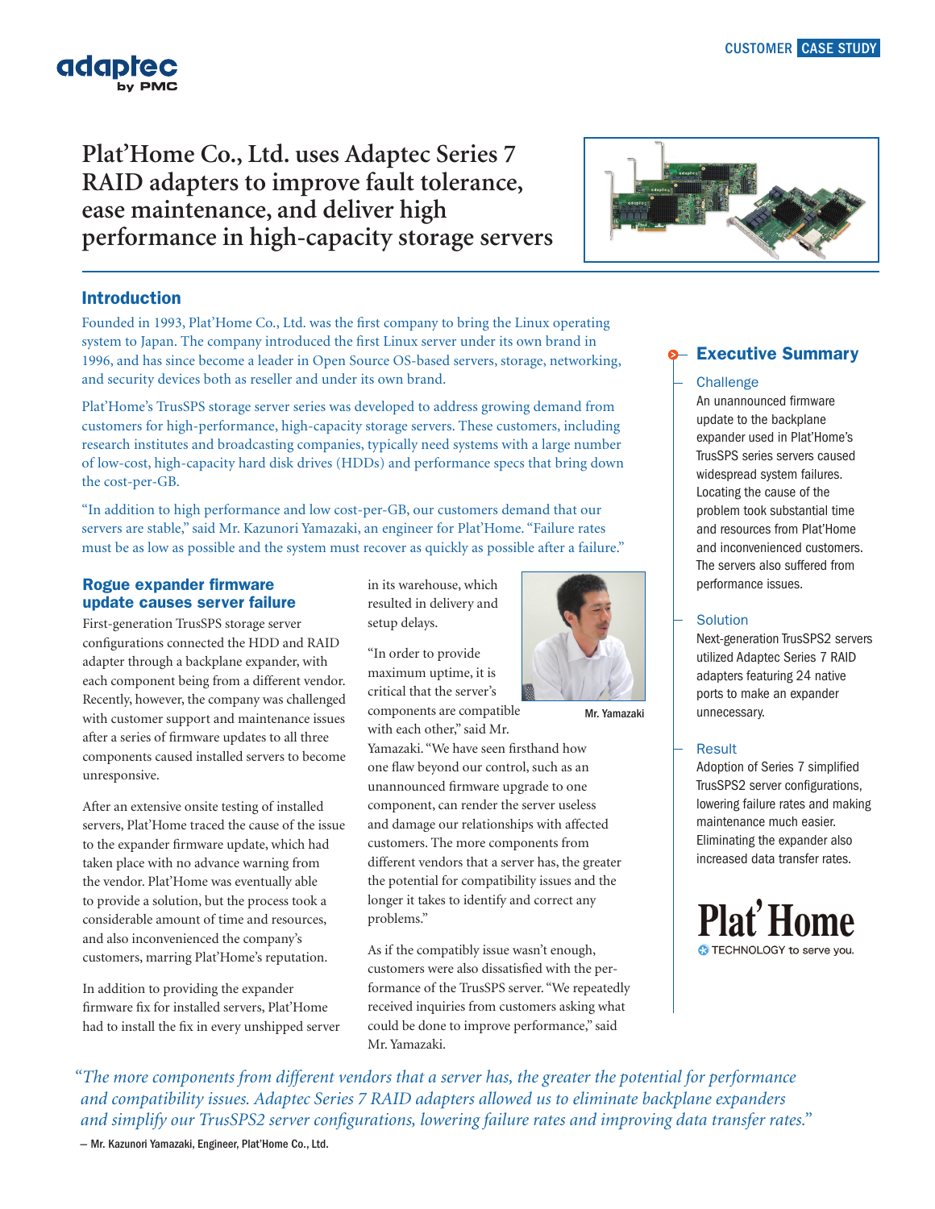CUSTOMER CASE STUDY

# Plat'Home Co., Ltd. uses Adaptec Series 7 RAID adapters to improve fault tolerance, ease maintenance, and deliver high performance in high-capacity storage servers

## Introduction

Founded in 1993, Plat'Home Co., Ltd. was the first company to bring the Linux operating system to Japan. The company introduced the first Linux server under its own brand in 1996, and has since become a leader in Open Source OS-based servers, storage, networking, and security devices both as reseller and under its own brand.

Plat'Home's TrusSPS storage server series was developed to address growing demand from customers for high-performance, high-capacity storage servers. These customers, including research institutes and broadcasting companies, typically need systems with a large number of low-cost, high-capacity hard disk drives (HDDs) and performance specs that bring down the cost-per-GB.

"In addition to high performance and low cost-per-GB, our customers demand that our servers are stable," said Mr. Kazunori Yamazaki, an engineer for Plat'Home. "Failure rates must be as low as possible and the system must recover as quickly as possible after a failure."

### Rogue expander firmware update causes server failure

First-generation TrusSPS storage server configurations connected the HDD and RAID adapter through a backplane expander, with each component being from a different vendor. Recently, however, the company was challenged with customer support and maintenance issues after a series of firmware updates to all three components caused installed servers to become unresponsive.

After an extensive onsite testing of installed servers, Plat'Home traced the cause of the issue to the expander firmware update, which had taken place with no advance warning from the vendor. Plat'Home was eventually able to provide a solution, but the process took a considerable amount of time and resources, and also inconvenienced the company's customers, marring Plat'Home's reputation.

In addition to providing the expander firmware fix for installed servers, Plat'Home had to install the fix in every unshipped server in its warehouse, which resulted in delivery and setup delays.

"In order to provide maximum uptime, it is critical that the server's components are compatible with each other," said Mr. Yamazaki. "We have seen firsthand how one flaw beyond our control, such as an unannounced firmware upgrade to one component, can render the server useless and damage our relationships with affected customers. The more components from different vendors that a server has, the greater the potential for compatibility issues and the longer it takes to identify and correct any problems."

Mr. Yamazaki

As if the compatibly issue wasn't enough, customers were also dissatisfied with the performance of the TrusSPS server. "We repeatedly received inquiries from customers asking what could be done to improve performance," said Mr. Yamazaki.

## Executive Summary

**Challenge**

An unannounced firmware update to the backplane expander used in Plat'Home's TrusSPS series servers caused widespread system failures. Locating the cause of the problem took substantial time and resources from Plat'Home and inconvenienced customers. The servers also suffered from performance issues.

**Solution**

Next-generation TrusSPS2 servers utilized Adaptec Series 7 RAID adapters featuring 24 native ports to make an expander unnecessary.

**Result**

Adoption of Series 7 simplified TrusSPS2 server configurations, lowering failure rates and making maintenance much easier. Eliminating the expander also increased data transfer rates.

Plat'Home
TECHNOLOGY to serve you.

*"The more components from different vendors that a server has, the greater the potential for performance and compatibility issues. Adaptec Series 7 RAID adapters allowed us to eliminate backplane expanders and simplify our TrusSPS2 server configurations, lowering failure rates and improving data transfer rates."*

— Mr. Kazunori Yamazaki, Engineer, Plat'Home Co., Ltd.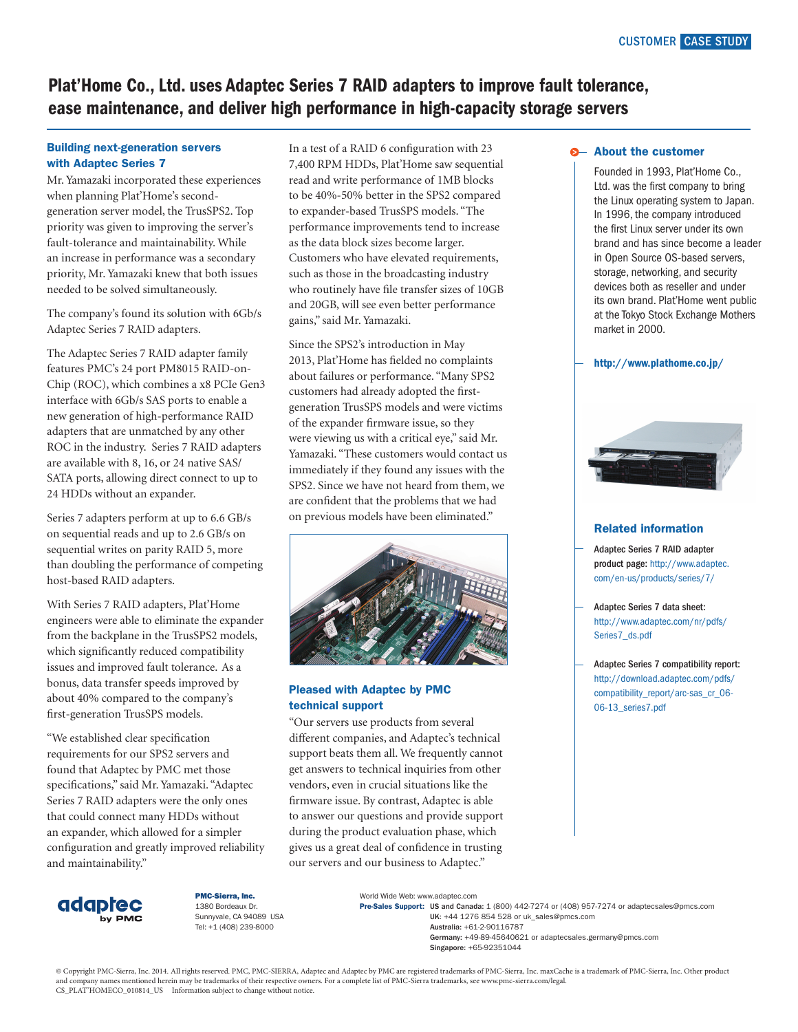CUSTOMER CASE STUDY

# Plat'Home Co., Ltd. uses Adaptec Series 7 RAID adapters to improve fault tolerance, ease maintenance, and deliver high performance in high-capacity storage servers

## Building next-generation servers with Adaptec Series 7

Mr. Yamazaki incorporated these experiences when planning Plat'Home's second-generation server model, the TrusSPS2. Top priority was given to improving the server's fault-tolerance and maintainability. While an increase in performance was a secondary priority, Mr. Yamazaki knew that both issues needed to be solved simultaneously.

The company's found its solution with 6Gb/s Adaptec Series 7 RAID adapters.

The Adaptec Series 7 RAID adapter family features PMC's 24 port PM8015 RAID-on-Chip (ROC), which combines a x8 PCIe Gen3 interface with 6Gb/s SAS ports to enable a new generation of high-performance RAID adapters that are unmatched by any other ROC in the industry. Series 7 RAID adapters are available with 8, 16, or 24 native SAS/SATA ports, allowing direct connect to up to 24 HDDs without an expander.

Series 7 adapters perform at up to 6.6 GB/s on sequential reads and up to 2.6 GB/s on sequential writes on parity RAID 5, more than doubling the performance of competing host-based RAID adapters.

With Series 7 RAID adapters, Plat'Home engineers were able to eliminate the expander from the backplane in the TrusSPS2 models, which significantly reduced compatibility issues and improved fault tolerance. As a bonus, data transfer speeds improved by about 40% compared to the company's first-generation TrusSPS models.

"We established clear specification requirements for our SPS2 servers and found that Adaptec by PMC met those specifications," said Mr. Yamazaki. "Adaptec Series 7 RAID adapters were the only ones that could connect many HDDs without an expander, which allowed for a simpler configuration and greatly improved reliability and maintainability."

In a test of a RAID 6 configuration with 23 7,400 RPM HDDs, Plat'Home saw sequential read and write performance of 1MB blocks to be 40%-50% better in the SPS2 compared to expander-based TrusSPS models. "The performance improvements tend to increase as the data block sizes become larger. Customers who have elevated requirements, such as those in the broadcasting industry who routinely have file transfer sizes of 10GB and 20GB, will see even better performance gains," said Mr. Yamazaki.

Since the SPS2's introduction in May 2013, Plat'Home has fielded no complaints about failures or performance. "Many SPS2 customers had already adopted the first-generation TrusSPS models and were victims of the expander firmware issue, so they were viewing us with a critical eye," said Mr. Yamazaki. "These customers would contact us immediately if they found any issues with the SPS2. Since we have not heard from them, we are confident that the problems that we had on previous models have been eliminated."

## Pleased with Adaptec by PMC technical support

"Our servers use products from several different companies, and Adaptec's technical support beats them all. We frequently cannot get answers to technical inquiries from other vendors, even in crucial situations like the firmware issue. By contrast, Adaptec is able to answer our questions and provide support during the product evaluation phase, which gives us a great deal of confidence in trusting our servers and our business to Adaptec."

## About the customer

Founded in 1993, Plat'Home Co., Ltd. was the first company to bring the Linux operating system to Japan. In 1996, the company introduced the first Linux server under its own brand and has since become a leader in Open Source OS-based servers, storage, networking, and security devices both as reseller and under its own brand. Plat'Home went public at the Tokyo Stock Exchange Mothers market in 2000.

**http://www.plathome.co.jp/**

## Related information

**Adaptec Series 7 RAID adapter product page:** http://www.adaptec.com/en-us/products/series/7/

**Adaptec Series 7 data sheet:** http://www.adaptec.com/nr/pdfs/Series7_ds.pdf

**Adaptec Series 7 compatibility report:** http://download.adaptec.com/pdfs/compatibility_report/arc-sas_cr_06-06-13_series7.pdf

---

adaptec by PMC

**PMC-Sierra, Inc.**
1380 Bordeaux Dr.
Sunnyvale, CA 94089 USA
Tel: +1 (408) 239-8000

World Wide Web: www.adaptec.com
**Pre-Sales Support:** **US and Canada:** 1 (800) 442-7274 or (408) 957-7274 or adaptecsales@pmcs.com
**UK:** +44 1276 854 528 or uk_sales@pmcs.com
**Australia:** +61-2-90116787
**Germany:** +49-89-45640621 or adaptecsales.germany@pmcs.com
**Singapore:** +65-92351044

© Copyright PMC-Sierra, Inc. 2014. All rights reserved. PMC, PMC-SIERRA, Adaptec and Adaptec by PMC are registered trademarks of PMC-Sierra, Inc. maxCache is a trademark of PMC-Sierra, Inc. Other product and company names mentioned herein may be trademarks of their respective owners. For a complete list of PMC-Sierra trademarks, see www.pmc-sierra.com/legal.
CS_PLAT'HOMECO_010814_US Information subject to change without notice.